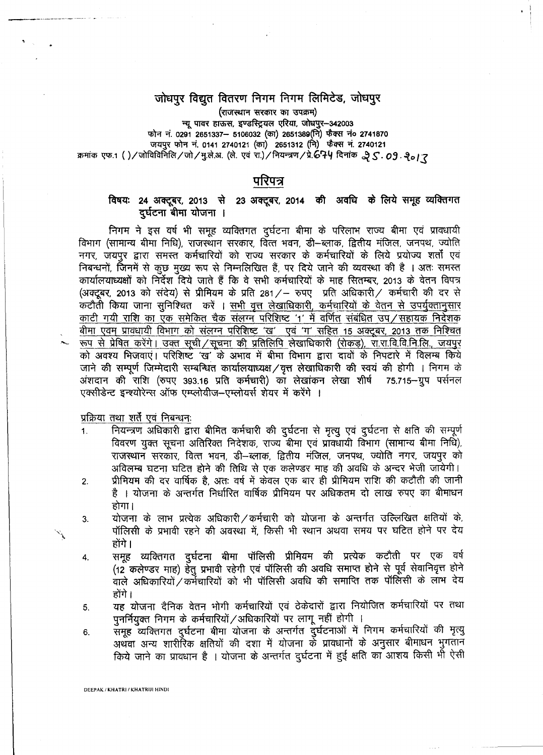# जोधपुर विद्युत वितरण निगम निगम लिमिटेड, जोधपुर

(राजस्थान सरकार का उपक्रम)

न्यू पावर हाऊस, इण्डस्ट्रियल एरिया, जोधपुर–342003

फोन नं. 0291 2651337– 5106032 (का) 2651389(नि) फैक्स नं० 2741870

जयपुर फोन नं. 0141 2740121 (का) 2651312 (नि) फैक्स नं. 2740121

क्रमांक एफ.1 ( )/जोविविनिलि/जो/मु.ले.अ. (ले. एवं रा.)/नियन्त्रण/प्रे.674 दिनांक 25.09.2013

## परिपत्र

### विषयः 24 अक्टूबर, 2013 से 23 अक्टूबर, 2014 की अवधि के लिये समूह व्यक्तिगत दुर्घटना बीमा योजना ।

निगम ने इस वर्ष भी समूह व्यक्तिगत दुर्घटना बीमा के परिलाभ राज्य बीमा एवं प्रावधायी विभाग (सामान्य बीमा निधि), राजस्थान सरकार, वित्त भवन, डी–ब्लाक, द्वितीय मंजिल, जनपथ, ज्योति नगर, जयपुर द्वारा समस्त कर्मचारियों को राज्य सरकार के कर्मचारियों के लिये प्रयोज्य शर्तों एवं निबन्धनों, जिनमें से कुछ मुख्य रूप से निम्नलिखित हैं, पर दिये जाने की व्यवस्था की है । अतः समस्त कार्यालयाध्यक्षों को निर्देश दिये जाते हैं कि वे सभी कर्मचारियों के माह सितम्बर, 2013 के वेतन विपत्र (अक्टूबर, 2013 को संदेय) से प्रीमियम के प्रति 281/– रुपए प्रति अधिकारी/ कर्मचारी की दर से कटौती किया जाना सुनिश्चित करें । सभी वृत्त लेखाधिकारी, कर्मचारियों के वेतन से उपर्युक्तानुसार काटी गयी राशि का एक समेकित चैक संलग्न परिशिष्ट '1' में वर्णित संबंधित उप/सहायक निदेशक बीमा एवम् प्रावधायी विभाग को संलग्न परिशिष्ट 'ख' एवं 'ग' सहित 15 अक्टूबर, 2013 तक निश्चित रूप से प्रेषित करेंगे। उक्त सूची/सूचना की प्रतिलिपि लेखाधिकारी (रोकड़), रा.रा.वि.वि.नि.लि., जयपुर को अवश्य भिजवाएं। परिशिष्ट 'ख' के अभाव में बीमा विभाग द्वारा दावों के निपटारे में विलम्ब किये जाने की सम्पूर्ण जिम्मेदारी सम्बन्धित कार्यालयाध्यक्ष/वृत्त लेखाधिकारी की स्वयं की होगी । निगम के अंशदान की राशि (रुपए 393.16 प्रति कर्मचारी) का लेखांकन लेखा शीर्ष 75.715–ग्रुप पर्सनल एक्सीडेन्ट इन्श्योरेन्स ऑफ एम्प्लोयीज–एम्लोयर्स शेयर में करेंगे ।

प्रक्रिया तथा शर्ते एवं निबन्धनः

1. नियन्त्रण अधिकारी द्वारा बीमित कर्मचारी की दुर्घटना से मृत्यु एवं दुर्घटना से क्षति की सम्पूर्ण विवरण युक्त सूचना अतिरिक्त निदेशक, राज्य बीमा एवं प्रावधायी विभाग (सामान्य बीमा निधि), राजस्थान सरकार, वित्त भवन, डी–ब्लाक, द्वितीय मंजिल, जनपथ, ज्योति नगर, जयपुर को अविलम्ब घटना घटित होने की तिथि से एक कलेण्डर माह की अवधि के अन्दर भेजी जायेगी।
2. प्रीमियम की दर वार्षिक है, अतः वर्ष में केवल एक बार ही प्रीमियम राशि की कटौती की जानी है । योजना के अन्तर्गत निर्धारित वार्षिक प्रीमियम पर अधिकतम दो लाख रुपए का बीमाधन होगा।
3. योजना के लाभ प्रत्येक अधिकारी/कर्मचारी को योजना के अन्तर्गत उल्लिखित क्षतियों के, पॉलिसी के प्रभावी रहने की अवस्था में, किसी भी स्थान अथवा समय पर घटित होने पर देय होंगे।
4. समूह व्यक्तिगत दुर्घटना बीमा पॉलिसी प्रीमियम की प्रत्येक कटौती पर एक वर्ष (12 कलेण्डर माह) हेतु प्रभावी रहेगी एवं पॉलिसी की अवधि समाप्त होने से पूर्व सेवानिवृत्त होने वाले अधिकारियों/कर्मचारियों को भी पॉलिसी अवधि की समाप्ति तक पॉलिसी के लाभ देय होंगे।
5. यह योजना दैनिक वेतन भोगी कर्मचारियों एवं ठेकेदारों द्वारा नियोजित कर्मचारियों पर तथा पुनर्नियुक्त निगम के कर्मचारियों/अधिकारियों पर लागू नहीं होगी ।
6. समूह व्यक्तिगत दुर्घटना बीमा योजना के अन्तर्गत दुर्घटनाओं में निगम कर्मचारियों की मृत्यु अथवा अन्य शारीरिक क्षतियों की दशा में योजना के प्रावधानों के अनुसार बीमाधन भुगतान किये जाने का प्रावधान है । योजना के अन्तर्गत दुर्घटना में हुई क्षति का आशय किसी भी ऐसी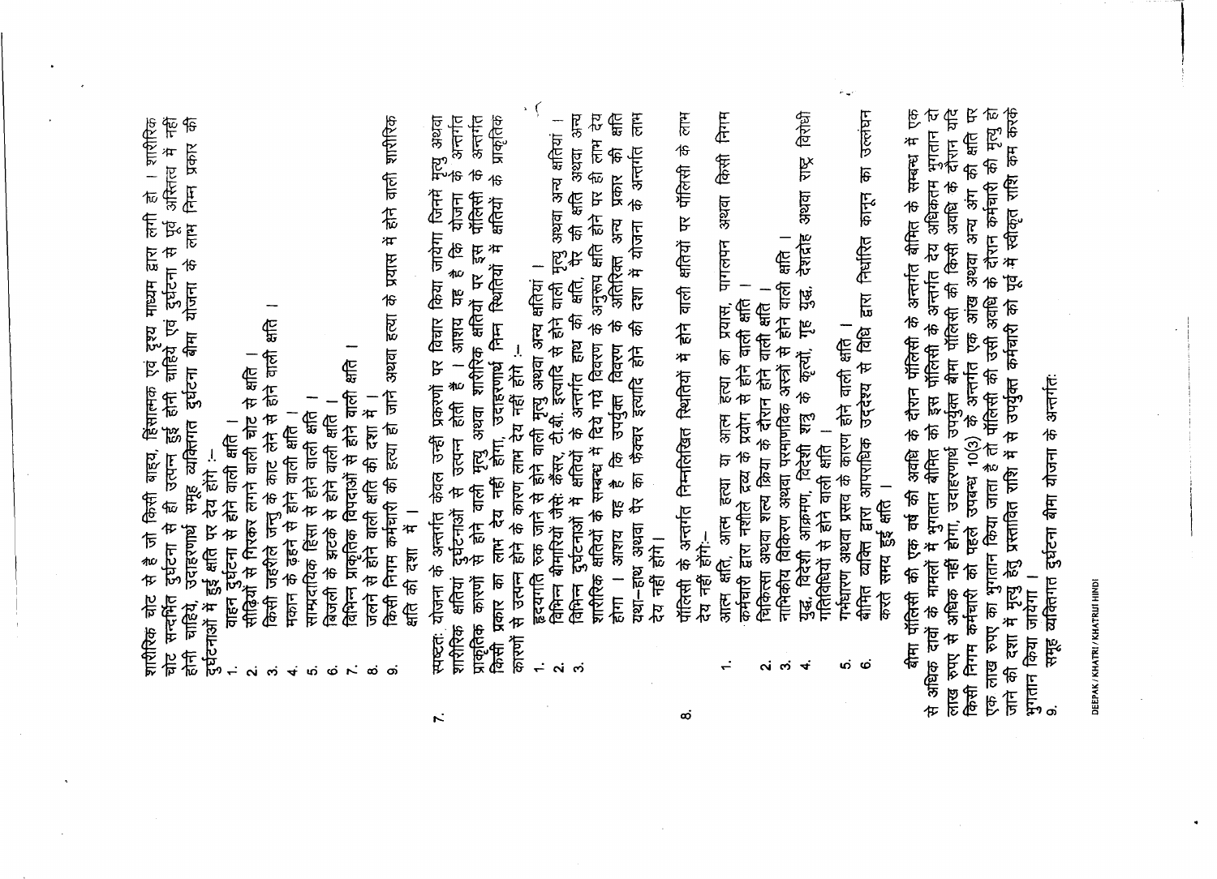शारीरिक चोट से है जो किसी बाह्य, हिंसात्मक एवं दृश्य माध्यम द्वारा लगी हो । शारीरिक चोट सन्दर्भित दुर्घटना से ही उत्पन्न हुई होनी चाहिये एवं दुर्घटना से पूर्व अस्तित्व में नहीं होनी चाहिये, उदाहरणार्थ समूह व्यक्तिगत दुर्घटना बीमा योजना के लाभ निम्न प्रकार की दुर्घटनाओं में हुई क्षति पर देय होंगे :–

1. वाहन दुर्घटना से होने वाली क्षति ।
2. सीढ़ियों से गिरकर लगने वाली चोट से क्षति ।
3. किसी जहरीले जन्तु के काट लेने से होने वाली क्षति ।
4. मकान के ढहने से होने वाली क्षति ।
5. साम्प्रदायिक हिंसा से होने वाली क्षति ।
6. बिजली के झटके से होने वाली क्षति ।
7. विभिन्न प्राकृतिक विपदाओं से होने वाली क्षति ।
8. जलने से होने वाली क्षति की दशा में ।
9. किसी निगम कर्मचारी की हत्या हो जाने अथवा हत्या के प्रयास में होने वाली शारीरिक क्षति की दशा में ।

7. स्पष्टतः योजना के अन्तर्गत केवल उन्हीं प्रकरणों पर विचार किया जायेगा जिनमें मृत्यु अथवा शारीरिक क्षतियां दुर्घटनाओं से उत्पन्न होती हैं । आशय यह है कि योजना के अन्तर्गत प्राकृतिक कारणों से होने वाली मृत्यु अथवा शारीरिक क्षतियों पर इस पॉलिसी के अन्तर्गत किसी प्रकार का लाभ देय नहीं होगा, उदाहरणार्थ निम्न स्थितियों में क्षतियों के प्राकृतिक कारणों से उत्पन्न होने के कारण लाभ देय नहीं होंगे :–

1. हृदयगति रुक जाने से होने वाली मृत्यु अथवा अन्य क्षतियां ।
2. विभिन्न बीमारियों जैसेः कैंसर, टी.बी. इत्यादि से होने वाली मृत्यु अथवा अन्य क्षतियां ।
3. विभिन्न दुर्घटनाओं में क्षतियों के अन्तर्गत हाथ की क्षति, पैर की क्षति अथवा अन्य शारीरिक क्षतियों के सम्बन्ध में दिये गये विवरण के अनुरूप क्षति होने पर ही लाभ देय होगा । आशय यह है कि उपर्युक्त विवरण के अतिरिक्त अन्य प्रकार की क्षति यथा–हाथ अथवा पैर का फैक्चर इत्यादि होने की दशा में योजना के अन्तर्गत लाभ देय नहीं होंगे।

8. पॉलिसी के अन्तर्गत निम्नलिखित स्थितियों में होने वाली क्षतियों पर पॉलिसी के लाभ देय नहीं होंगे:–

1. आत्म क्षति, आत्म हत्या या आत्म हत्या का प्रयास, पागलपन अथवा किसी निगम कर्मचारी द्वारा नशीले द्रव्य के प्रयोग से होने वाली क्षति ।
2. चिकित्सा अथवा शल्य क्रिया के दौरान होने वाली क्षति ।
3. नाभिकीय विकिरण अथवा परमाणविक अस्त्रों से होने वाली क्षति ।
4. युद्ध, विदेशी आक्रमण, विदेशी शत्रु के कृत्यों, गृह युद्ध, देशद्रोह अथवा राष्ट्र विरोधी गतिविधियों से होने वाली क्षति ।
5. गर्भधारण अथवा प्रसव के कारण होने वाली क्षति ।
6. बीमित व्यक्ति द्वारा आपराधिक उद्देश्य से विधि द्वारा निर्धारित कानून का उल्लंघन करते समय हुई क्षति ।

बीमा पॉलिसी की एक वर्ष की अवधि के दौरान पॉलिसी के अन्तर्गत बीमित के सम्बन्ध में एक से अधिक दावों के मामलों में भुगतान बीमित को इस पॉलिसी के अन्तर्गत देय अधिकतम भुगतान दो लाख रुपए से अधिक नहीं होगा, उदाहरणार्थ उपर्युक्त बीमा पॉलिसी की किसी अवधि के दौरान यदि किसी निगम कर्मचारी को पहले उपबन्ध 10(3) के अन्तर्गत एक आंख अथवा अन्य अंग की क्षति पर एक लाख रुपए का भुगतान किया जाता है तो पॉलिसी की उसी अवधि के दौरान कर्मचारी की मृत्यु हो जाने की दशा में मृत्यु हेतु प्रस्तावित राशि में से उपर्युक्त कर्मचारी को पूर्व में स्वीकृत राशि कम करके भुगतान किया जायेगा ।

9. समूह व्यक्तिगत दुर्घटना बीमा योजना के अन्तर्गतः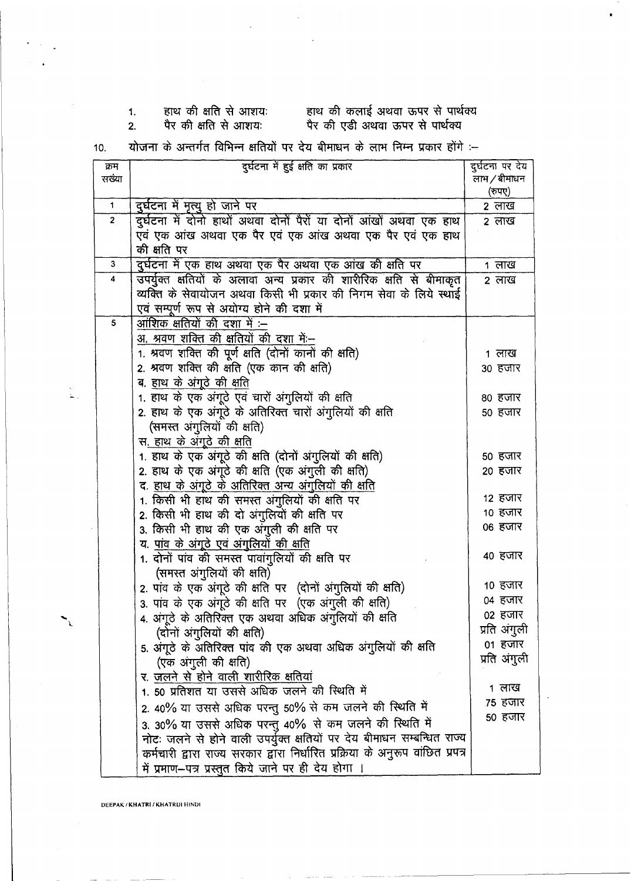1. हाथ की क्षति से आशयः हाथ की कलाई अथवा ऊपर से पार्थक्य
2. पैर की क्षति से आशयः पैर की एडी अथवा ऊपर से पार्थक्य

10. योजना के अन्तर्गत विभिन्न क्षतियों पर देय बीमाधन के लाभ निम्न प्रकार होंगे :–

| क्रम सख्या | दुर्घटना में हुई क्षति का प्रकार | दुर्घटना पर देय लाभ / बीमाधन (रुपए) |
|---|---|---|
| 1 | दुर्घटना में मृत्यु हो जाने पर | 2 लाख |
| 2 | दुर्घटना में दोनो हाथों अथवा दोनों पैरों या दोनों आंखों अथवा एक हाथ एवं एक आंख अथवा एक पैर एवं एक आंख अथवा एक पैर एवं एक हाथ की क्षति पर | 2 लाख |
| 3 | दुर्घटना में एक हाथ अथवा एक पैर अथवा एक आंख की क्षति पर | 1 लाख |
| 4 | उपर्युक्त क्षतियों के अलावा अन्य प्रकार की शारीरिक क्षति से बीमाकृत व्यक्ति के सेवायोजन अथवा किसी भी प्रकार की निगम सेवा के लिये स्थाई एवं सम्पूर्ण रूप से अयोग्य होने की दशा में | 2 लाख |
| 5 | आंशिक क्षतियों की दशा में :– | |
| | अ. श्रवण शक्ति की क्षतियों की दशा में:– | |
| | 1. श्रवण शक्ति की पूर्ण क्षति (दोनों कानों की क्षति) | 1 लाख |
| | 2. श्रवण शक्ति की क्षति (एक कान की क्षति) | 30 हजार |
| | ब. हाथ के अंगूठे की क्षति | |
| | 1. हाथ के एक अंगूठे एवं चारों अंगुलियों की क्षति | 80 हजार |
| | 2. हाथ के एक अंगूठे के अतिरिक्त चारों अंगुलियों की क्षति (समस्त अंगुलियों की क्षति) | 50 हजार |
| | स. हाथ के अंगूठे की क्षति | |
| | 1. हाथ के एक अंगूठे की क्षति (दोनों अंगुलियों की क्षति) | 50 हजार |
| | 2. हाथ के एक अंगूठे की क्षति (एक अंगुली की क्षति) | 20 हजार |
| | द. हाथ के अंगूठे के अतिरिक्त अन्य अंगुलियों की क्षति | |
| | 1. किसी भी हाथ की समस्त अंगुलियों की क्षति पर | 12 हजार |
| | 2. किसी भी हाथ की दो अंगुलियों की क्षति पर | 10 हजार |
| | 3. किसी भी हाथ की एक अंगुली की क्षति पर | 06 हजार |
| | य. पांव के अंगूठे एवं अंगुलियों की क्षति | |
| | 1. दोनों पांव की समस्त पावांगुलियों की क्षति पर (समस्त अंगुलियों की क्षति) | 40 हजार |
| | 2. पांव के एक अंगूठे की क्षति पर (दोनों अंगुलियों की क्षति) | 10 हजार |
| | 3. पांव के एक अंगूठे की क्षति पर (एक अंगुली की क्षति) | 04 हजार |
| | 4. अंगूठे के अतिरिक्त एक अथवा अधिक अंगुलियों की क्षति (दोनों अंगुलियों की क्षति) | 02 हजार प्रति अंगुली |
| | 5. अंगूठे के अतिरिक्त पांव की एक अथवा अधिक अंगुलियों की क्षति (एक अंगुली की क्षति) | 01 हजार प्रति अंगुली |
| | र. जलने से होने वाली शारीरिक क्षतियां | |
| | 1. 50 प्रतिशत या उससे अधिक जलने की स्थिति में | 1 लाख |
| | 2. 40% या उससे अधिक परन्तु 50% से कम जलने की स्थिति में | 75 हजार |
| | 3. 30% या उससे अधिक परन्तु 40% से कम जलने की स्थिति में | 50 हजार |
| | नोटः जलने से होने वाली उपर्युक्त क्षतियों पर देय बीमाधन सम्बन्धित राज्य कर्मचारी द्वारा राज्य सरकार द्वारा निर्धारित प्रक्रिया के अनुरूप वांछित प्रपत्र में प्रमाण–पत्र प्रस्तुत किये जाने पर ही देय होगा । | |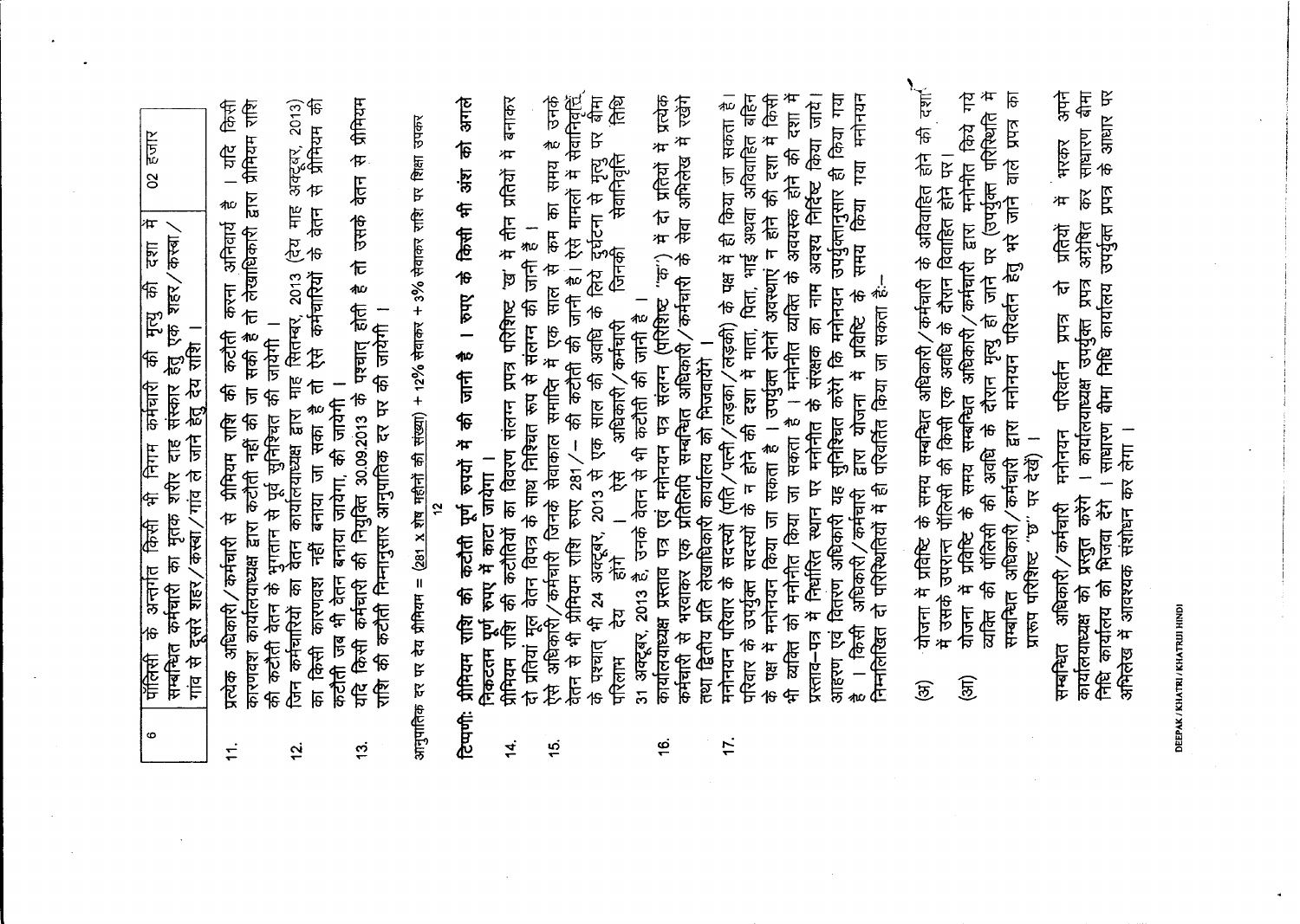| 6 | पॉलिसी के अन्तर्गत किसी भी निगम कर्मचारी की मृत्यु की दशा में सम्बन्धित कर्मचारी का मृतक शरीर दाह संस्कार हेतु एक शहर/कस्बा/गांव से दूसरे शहर/कस्बा/गांव ले जाने हेतु देय राशि । | 02 हजार |
|---|---|---|

11. प्रत्येक अधिकारी/कर्मचारी से प्रीमियम राशि की कटौती करना अनिवार्य है । यदि किसी कारणवश कार्यालयाध्यक्ष द्वारा कटौती नहीं की जा सकी है तो लेखाधिकारी द्वारा प्रीमियम राशि की कटौती वेतन के भुगतान से पूर्व सुनिश्चित की जायेगी ।
12. जिन कर्मचारियों का वेतन कार्यालयाध्यक्ष द्वारा माह सितम्बर, 2013 (देय माह अक्टूबर, 2013) का किसी कारणवश नहीं बनाया जा सका है तो ऐसे कर्मचारियों के वेतन से प्रीमियम की कटौती जब भी वेतन बनाया जायेगा, की जायेगी ।
13. यदि किसी कर्मचारी की नियुक्ति 30.09.2013 के पश्चात् होती है तो उसके वेतन से प्रीमियम राशि की कटौती निम्नानुसार आनुपातिक दर पर की जायेगी ।

आनुपातिक दर पर देय प्रीमियम = $\frac{281 \times \text{शेष महीनों की संख्या}}{12}$ + 12% सेवाकर + 3% सेवाकर राशि पर शिक्षा उपकर

**टिप्पणीः प्रीमियम राशि की कटौती पूर्ण रूपयों में की जानी है । रूपए के किसी भी अंश को अगले निकटतम पूर्ण रूपए में काटा जायेगा ।**

14. प्रीमियम राशि की कटौतियों का विवरण संलग्न प्रपत्र परिशिष्ट 'ख' में तीन प्रतियों में बनाकर दो प्रतियां मूल वेतन विपत्र के साथ निश्चित रूप से संलग्न की जानी है ।
15. ऐसे अधिकारी/कर्मचारी जिनके सेवाकाल समाप्ति में एक साल से कम का समय है उनके वेतन से भी प्रीमियम राशि रूपए 281/– की कटौती की जानी है। ऐसे मामलों में सेवानिवृत्ति के पश्चात् भी 24 अक्टूबर, 2013 से एक साल की अवधि के लिये दुर्घटना से मृत्यु पर बीमा परिलाभ देय होंगे । ऐसे अधिकारी/कर्मचारी जिनकी सेवानिवृत्ति तिथि 31 अक्टूबर, 2013 है, उनके वेतन से भी कटौती की जानी है ।
16. कार्यालयाध्यक्ष प्रस्ताव पत्र एवं मनोनयन पत्र संलग्न (परिशिष्ट "क") में दो प्रतियों में प्रत्येक कर्मचारी से भरवाकर एक प्रतिलिपि सम्बन्धित अधिकारी/कर्मचारी के सेवा अभिलेख में रखेंगे तथा द्वितीय प्रति लेखाधिकारी कार्यालय को भिजवायेंगे ।
17. मनोनयन परिवार के सदस्यों (पति/पत्नी/लड़का/लड़की) के पक्ष में ही किया जा सकता है। परिवार के उपर्युक्त सदस्यों के न होने की दशा में माता, पिता, भाई अथवा अविवाहित बहिन के पक्ष में मनोनयन किया जा सकता है । उपर्युक्त दोनों अवस्थाएं न होने की दशा में किसी भी व्यक्ति को मनोनीत किया जा सकता है । मनोनीत व्यक्ति के अवयस्क होने की दशा में प्रस्ताव–पत्र में निर्धारित स्थान पर मनोनीत के संरक्षक का नाम अवश्य निर्दिष्ट किया जाये। आहरण एवं वितरण अधिकारी यह सुनिश्चित करेंगे कि मनोनयन उपर्युक्तानुसार ही किया गया है । किसी अधिकारी/कर्मचारी द्वारा योजना में प्रविष्टि के समय किया गया मनोनयन निम्नलिखित दो परिस्थितियों में ही परिवर्तित किया जा सकता है:-

(अ) योजना में प्रविष्टि के समय सम्बन्धित अधिकारी/कर्मचारी के अविवाहित होने की दशा में उसके उपरान्त पॉलिसी की किसी एक अवधि के दौरान विवाहित होने पर ।

(आ) योजना में प्रविष्टि के समय सम्बन्धित अधिकारी/कर्मचारी द्वारा मनोनीत किये गये व्यक्ति की पॉलिसी की अवधि के दौरान मृत्यु हो जाने पर (उपर्युक्त परिस्थिति में सम्बन्धित अधिकारी/कर्मचारी द्वारा मनोनयन परिवर्तन हेतु भरे जाने वाले प्रपत्र का प्रारूप परिशिष्ट "छ" पर देखें) ।

सम्बन्धित अधिकारी/कर्मचारी मनोनयन परिवर्तन प्रपत्र दो प्रतियों में भरकर अपने कार्यालयाध्यक्ष को प्रस्तुत करेंगे । कार्यालयाध्यक्ष उपर्युक्त प्रपत्र अग्रेषित कर साधारण बीमा निधि कार्यालय को भिजवा देंगे । साधारण बीमा निधि कार्यालय उपर्युक्त प्रपत्र के आधार पर अभिलेख में आवश्यक संशोधन कर लेगा ।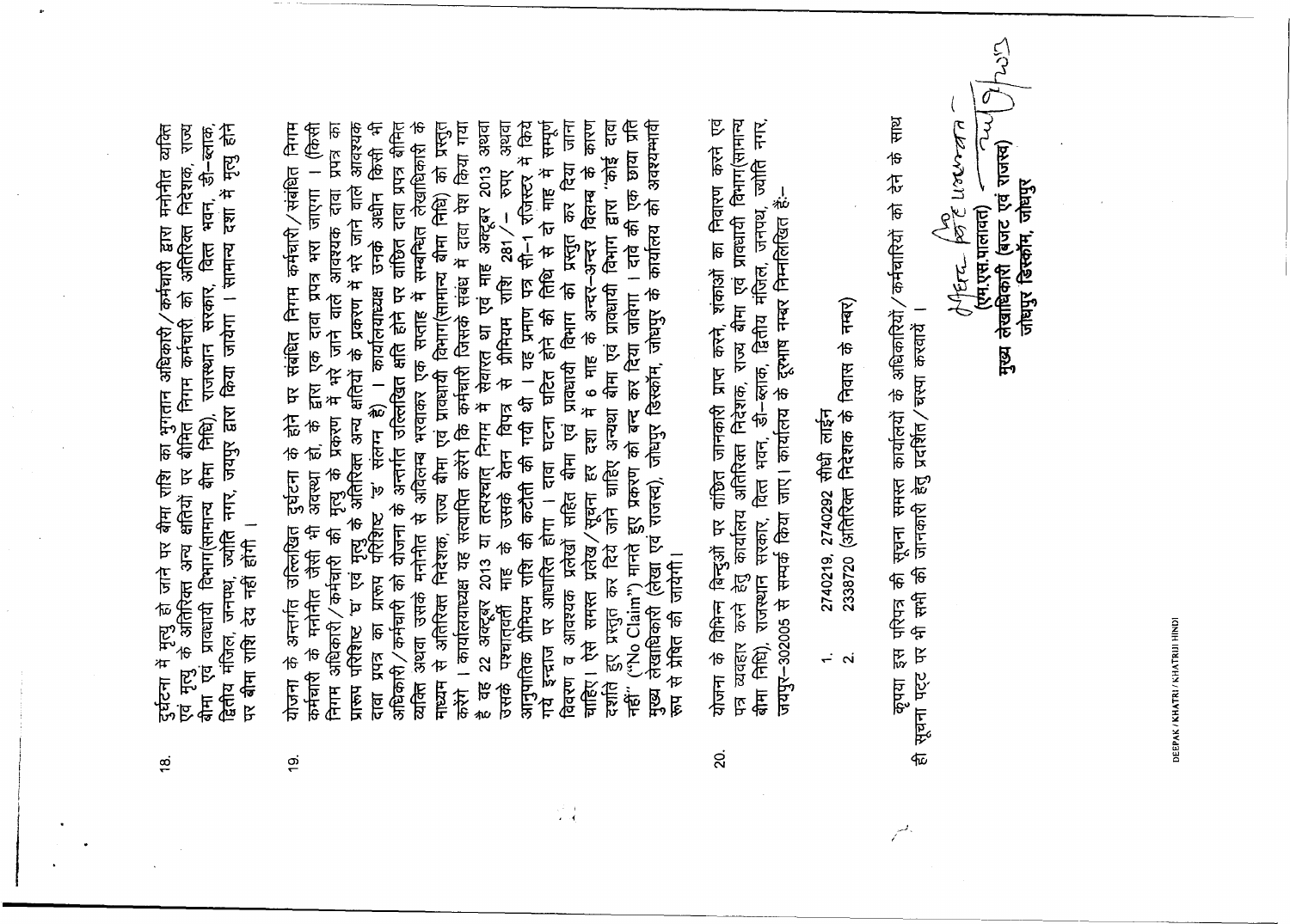18. दुर्घटना में मृत्यु हो जाने पर बीमा राशि का भुगतान अधिकारी/कर्मचारी द्वारा मनोनीत व्यक्ति एवं मृत्यु के अतिरिक्त अन्य क्षतियों पर बीमित निगम कर्मचारी को अतिरिक्त निदेशक, राज्य बीमा एवं प्रावधायी विभाग(सामान्य बीमा निधि), राजस्थान सरकार, वित्त भवन, डी–ब्लाक, द्वितीय मंजिल, जनपथ, ज्योति नगर, जयपुर द्वारा किया जायेगा । सामान्य दशा में मृत्यु होने पर बीमा राशि देय नहीं होगी ।

19. योजना के अन्तर्गत उल्लिखित दुर्घटना के होने पर संबंधित निगम कर्मचारी/संबंधित निगम कर्मचारी के मनोनीत जैसी भी अवस्था हो, के द्वारा एक दावा प्रपत्र भरा जाएगा । (किसी निगम अधिकारी/कर्मचारी की मृत्यु के प्रकरण में भरे जाने वाले आवश्यक दावा प्रपत्र का प्रारूप परिशिष्ट 'घ' एवं मृत्यु के अतिरिक्त अन्य क्षतियों के प्रकरण में भरे जाने वाले आवश्यक दावा प्रपत्र का प्रारूप परिशिष्ट 'ड' संलग्न है) । कार्यालयाध्यक्ष उनके अधीन किसी भी अधिकारी/कर्मचारी को योजना के अन्तर्गत उल्लिखित क्षति होने पर वांछित दावा प्रपत्र बीमित व्यक्ति अथवा उसके मनोनीत से अविलम्ब भरवाकर एक सप्ताह में सम्बन्धित लेखाधिकारी के माध्यम से अतिरिक्त निदेशक, राज्य बीमा एवं प्रावधायी विभाग(सामान्य बीमा निधि) को प्रस्तुत करेंगे । कार्यालयाध्यक्ष यह सत्यापित करेंगे कि कर्मचारी जिसके संबंध में दावा पेश किया गया है वह 22 अक्टूबर 2013 या तत्पश्चात् निगम में सेवारत था एवं माह अक्टूबर 2013 अथवा उसके पश्चात्वर्ती माह के उसके वेतन विपत्र से प्रीमियम राशि 281/– रुपए अथवा आनुपातिक प्रीमियम राशि की कटौती की गयी थी । यह प्रमाण पत्र सी–1 रजिस्टर में किये गये इन्द्राज पर आधारित होगा । दावा घटना घटित होने की तिथि से दो माह में सम्पूर्ण विवरण व आवश्यक प्रलेखों सहित बीमा एवं प्रावधायी विभाग को प्रस्तुत कर दिया जाना चाहिए । ऐसे समस्त प्रलेख/सूचना हर दशा में 6 माह के अन्दर–अन्दर विलम्ब के कारण दर्शाते हुए प्रस्तुत कर दिये जाने चाहिए अन्यथा बीमा एवं प्रावधायी विभाग द्वारा "कोई दावा नहीं" ("No Claim") मानते हुए प्रकरण को बन्द कर दिया जावेगा । दावे की एक छाया प्रति मुख्य लेखाधिकारी (लेखा एवं राजस्व), जोधपुर डिस्कॉम, जोधपुर के कार्यालय को अवश्यम्भावी रूप से प्रेषित की जायेगी।

20. योजना के विभिन्न बिन्दुओं पर वांछित जानकारी प्राप्त करने, शंकाओं का निवारण करने एवं पत्र व्यवहार करने हेतु कार्यालय अतिरिक्त निदेशक, राज्य बीमा एवं प्रावधायी विभाग(सामान्य बीमा निधि), राजस्थान सरकार, वित्त भवन, डी–ब्लाक, द्वितीय मंजिल, जनपथ, ज्योति नगर, जयपुर–302005 से सम्पर्क किया जाए। कार्यालय के दूरभाष नम्बर निम्नलिखित हैं:–

1. 2740219, 2740292 सीधी लाईन
2. 2338720 (अतिरिक्त निदेशक के निवास के नम्बर)

कृपया इस परिपत्र की सूचना समस्त कार्यालयों के अधिकारियों/कर्मचारियों को देने के साथ ही सूचना पट्ट पर भी सभी की जानकारी हेतु प्रदर्शित/चस्पा करवायें ।

(एम.एस.पालावत)
मुख्य लेखाधिकारी (बजट एवं राजस्व)
जोधपुर डिस्कॉम, जोधपुर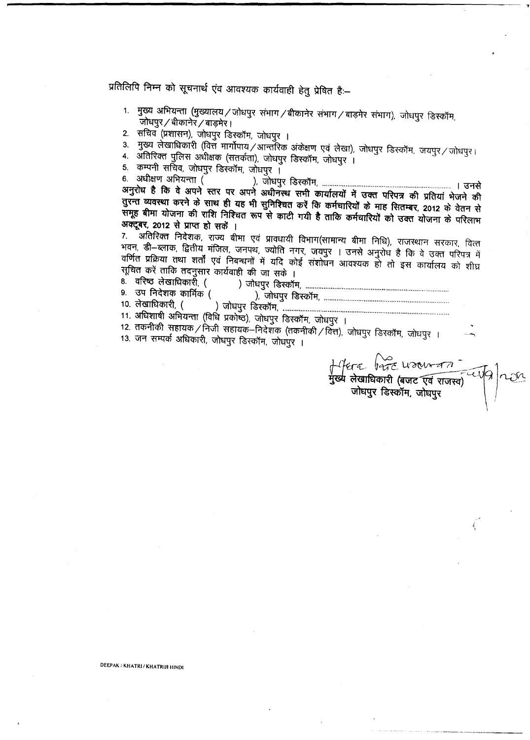प्रतिलिपि निम्न को सूचनार्थ एंव आवश्यक कार्यवाही हेतु प्रेषित हैः–

1. मुख्य अभियन्ता (मुख्यालय / जोधपुर संभाग / बीकानेर संभाग / बाड़मेर संभाग), जोधपुर डिस्कॉम, जोधपुर / बीकानेर / बाड़मेर।
2. सचिव (प्रशासन), जोधपुर डिस्कॉम, जोधपुर ।
3. मुख्य लेखाधिकारी (वित्त मार्गोपाय / आन्तरिक अंकेक्षण एवं लेखा), जोधपुर डिस्कॉम, जयपुर / जोधपुर।
4. अतिरिक्त पुलिस अधीक्षक (सतर्कता), जोधपुर डिस्कॉम, जोधपुर ।
5. कम्पनी सचिव, जोधपुर डिस्कॉम, जोधपुर ।
6. अधीक्षण अभियन्ता ( ), जोधपुर डिस्कॉम, ........................................ । उनसे **अनुरोध है कि वे अपने स्तर पर अपने अधीनस्थ सभी कार्यालयों में उक्त परिपत्र की प्रतियां भेजने की तुरन्त व्यवस्था करने के साथ ही यह भी सुनिश्चित करें कि कर्मचारियों के माह सितम्बर, 2012 के वेतन से समूह बीमा योजना की राशि निश्चित रूप से काटी गयी है ताकि कर्मचारियों को उक्त योजना के परिलाभ अक्टूबर, 2012 से प्राप्त हो सकें ।**
7. अतिरिक्त निदेशक, राज्य बीमा एवं प्रावधायी विभाग(सामान्य बीमा निधि), राजस्थान सरकार, वित्त भवन, डी–ब्लाक, द्वितीय मंजिल, जनपथ, ज्योति नगर, जयपुर । उनसे अनुरोध है कि वे उक्त परिपत्र में वर्णित प्रक्रिया तथा शर्तों एवं निबन्धनों में यदि कोई संशोधन आवश्यक हो तो इस कार्यालय को शीघ्र सूचित करें ताकि तदनुसार कार्यवाही की जा सके ।
8. वरिष्ठ लेखाधिकारी, ( ) जोधपुर डिस्कॉम, ........................................
9. उप निदेशक कार्मिक ( ), जोधपुर डिस्कॉम, ........................................
10. लेखाधिकारी, ( ) जोधपुर डिस्कॉम, ........................................
11. अधिशाषी अभियन्ता (विधि प्रकोष्ठ), जोधपुर डिस्कॉम, जोधपुर ।
12. तकनीकी सहायक / निजी सहायक–निदेशक (तकनीकी / वित्त), जोधपुर डिस्कॉम, जोधपुर ।
13. जन सम्पर्क अधिकारी, जोधपुर डिस्कॉम, जोधपुर ।

मुख्य लेखाधिकारी (बजट एवं राजस्व)
जोधपुर डिस्कॉम, जोधपुर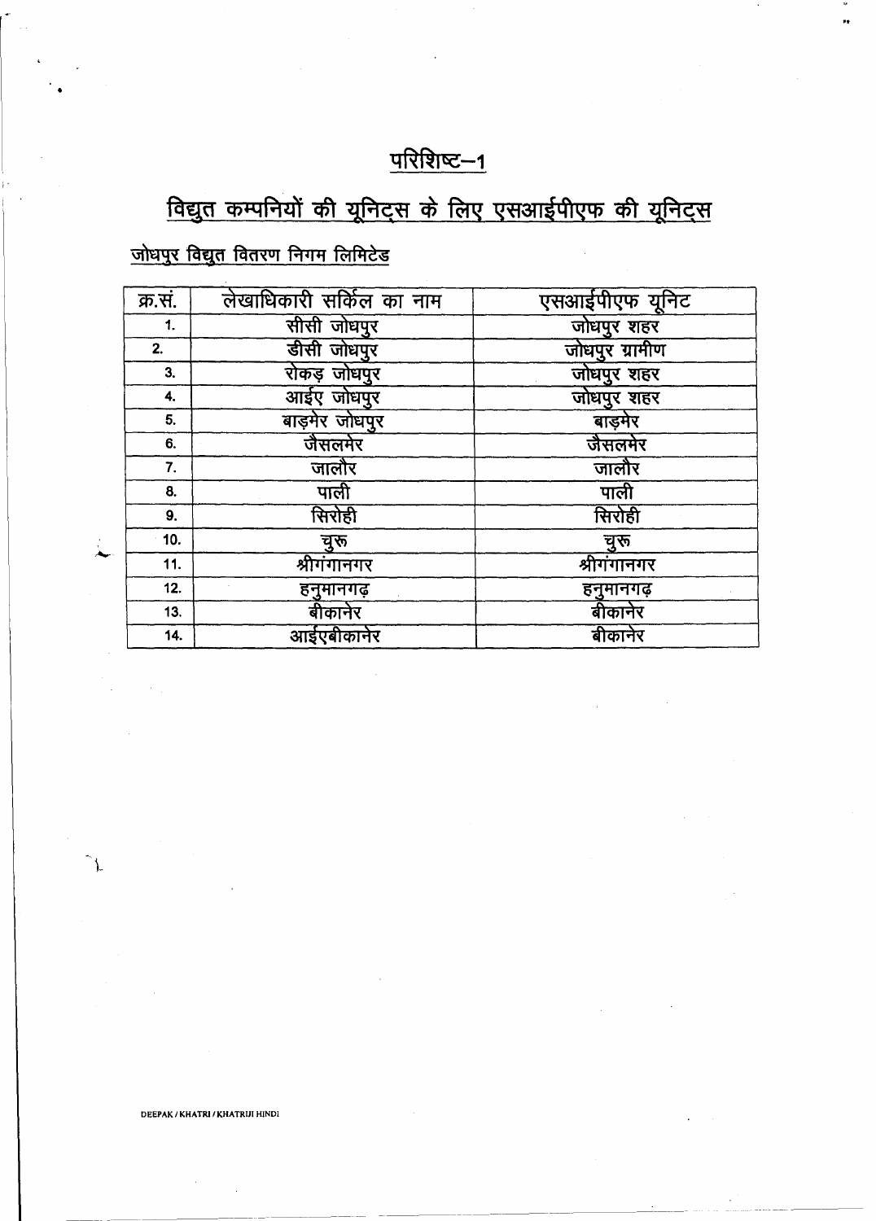## परिशिष्ट–1

## विद्युत कम्पनियों की यूनिट्स के लिए एसआईपीएफ की यूनिट्स

### जोधपुर विद्युत वितरण निगम लिमिटेड

| क्र.सं. | लेखाधिकारी सर्किल का नाम | एसआईपीएफ यूनिट |
|---|---|---|
| 1. | सीसी जोधपुर | जोधपुर शहर |
| 2. | डीसी जोधपुर | जोधपुर ग्रामीण |
| 3. | रोकड़ जोधपुर | जोधपुर शहर |
| 4. | आईए जोधपुर | जोधपुर शहर |
| 5. | बाड़मेर जोधपुर | बाड़मेर |
| 6. | जैसलमेर | जैसलमेर |
| 7. | जालौर | जालौर |
| 8. | पाली | पाली |
| 9. | सिरोही | सिरोही |
| 10. | चुरू | चुरू |
| 11. | श्रीगंगानगर | श्रीगंगानगर |
| 12. | हनुमानगढ़ | हनुमानगढ़ |
| 13. | बीकानेर | बीकानेर |
| 14. | आईएबीकानेर | बीकानेर |

DEEPAK / KHATRI / KHATRIJI HINDI